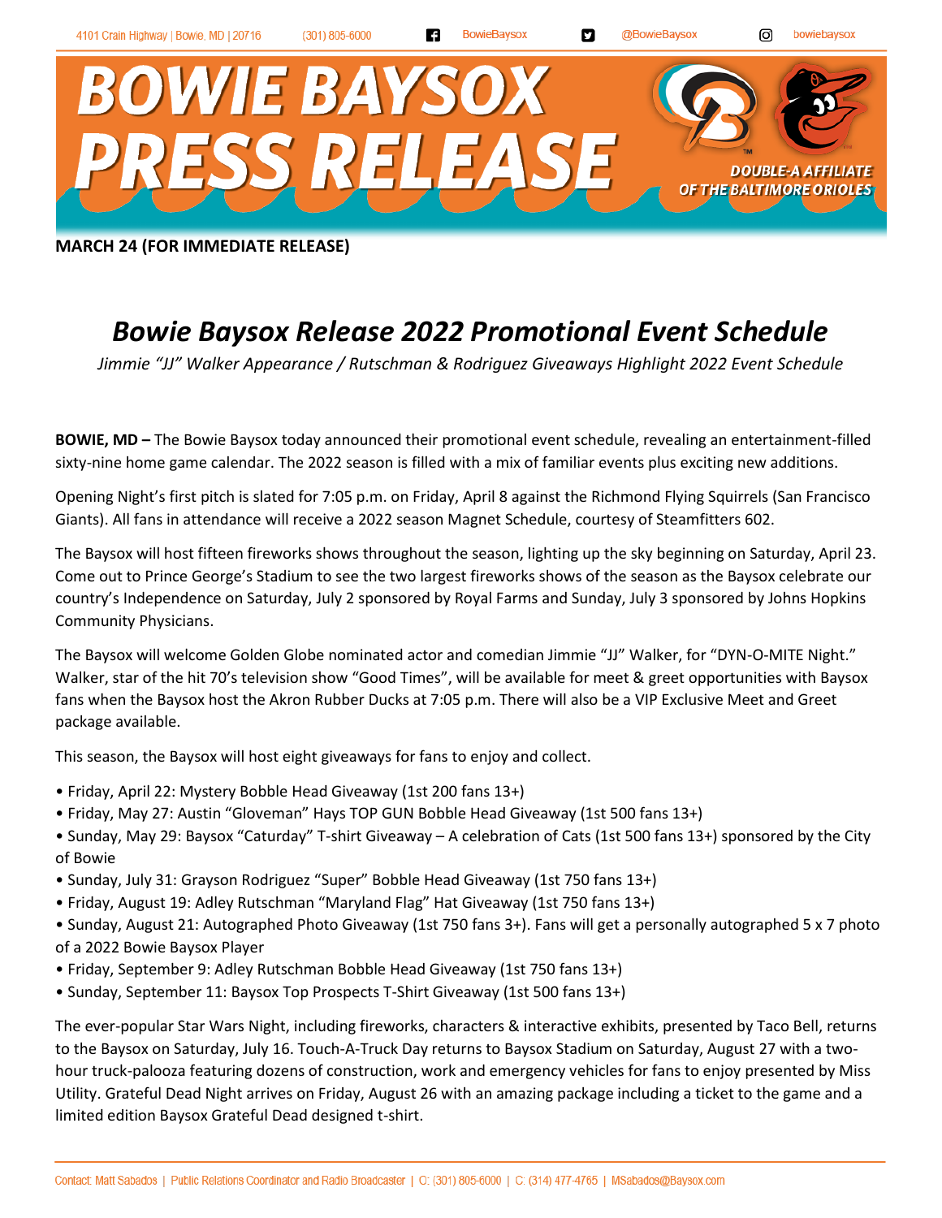MARCH 24 (FOR IMMEDIATE RELEASE)

# *Bowie Baysox Release 2022 Promotional Event Schedule*

*Jimmie "JJ" Walker Appearance / Rutschman & Rodriguez Giveaways Highlight 2022 Event Schedule*

**BOWIE, MD –** The Bowie Baysox today announced their promotional event schedule, revealing an entertainment-filled sixty-nine home game calendar. The 2022 season is filled with a mix of familiar events plus exciting new additions.

Opening Night's first pitch is slated for 7:05 p.m. on Friday, April 8 against the Richmond Flying Squirrels (San Francisco Giants). All fans in attendance will receive a 2022 season Magnet Schedule, courtesy of Steamfitters 602.

The Baysox will host fifteen fireworks shows throughout the season, lighting up the sky beginning on Saturday, April 23. Come out to Prince George's Stadium to see the two largest fireworks shows of the season as the Baysox celebrate our country's Independence on Saturday, July 2 sponsored by Royal Farms and Sunday, July 3 sponsored by Johns Hopkins Community Physicians.

The Baysox will welcome Golden Globe nominated actor and comedian Jimmie "JJ" Walker, for "DYN-O-MITE Night." Walker, star of the hit 70's television show "Good Times", will be available for meet & greet opportunities with Baysox fans when the Baysox host the Akron Rubber Ducks at 7:05 p.m. There will also be a VIP Exclusive Meet and Greet package available.

This season, the Baysox will host eight giveaways for fans to enjoy and collect.

- Friday, April 22: Mystery Bobble Head Giveaway (1st 200 fans 13+)
- Friday, May 27: Austin "Gloveman" Hays TOP GUN Bobble Head Giveaway (1st 500 fans 13+)
- Sunday, May 29: Baysox "Caturday" T-shirt Giveaway – A celebration of Cats (1st 500 fans 13+) sponsored by the City of Bowie
- Sunday, July 31: Grayson Rodriguez "Super" Bobble Head Giveaway (1st 750 fans 13+)
- Friday, August 19: Adley Rutschman "Maryland Flag" Hat Giveaway (1st 750 fans 13+)
- Sunday, August 21: Autographed Photo Giveaway (1st 750 fans 3+). Fans will get a personally autographed 5 x 7 photo of a 2022 Bowie Baysox Player
- Friday, September 9: Adley Rutschman Bobble Head Giveaway (1st 750 fans 13+)
- Sunday, September 11: Baysox Top Prospects T-Shirt Giveaway (1st 500 fans 13+)

The ever-popular Star Wars Night, including fireworks, characters & interactive exhibits, presented by Taco Bell, returns to the Baysox on Saturday, July 16. Touch-A-Truck Day returns to Baysox Stadium on Saturday, August 27 with a two-hour truck-palooza featuring dozens of construction, work and emergency vehicles for fans to enjoy presented by Miss Utility. Grateful Dead Night arrives on Friday, August 26 with an amazing package including a ticket to the game and a limited edition Baysox Grateful Dead designed t-shirt.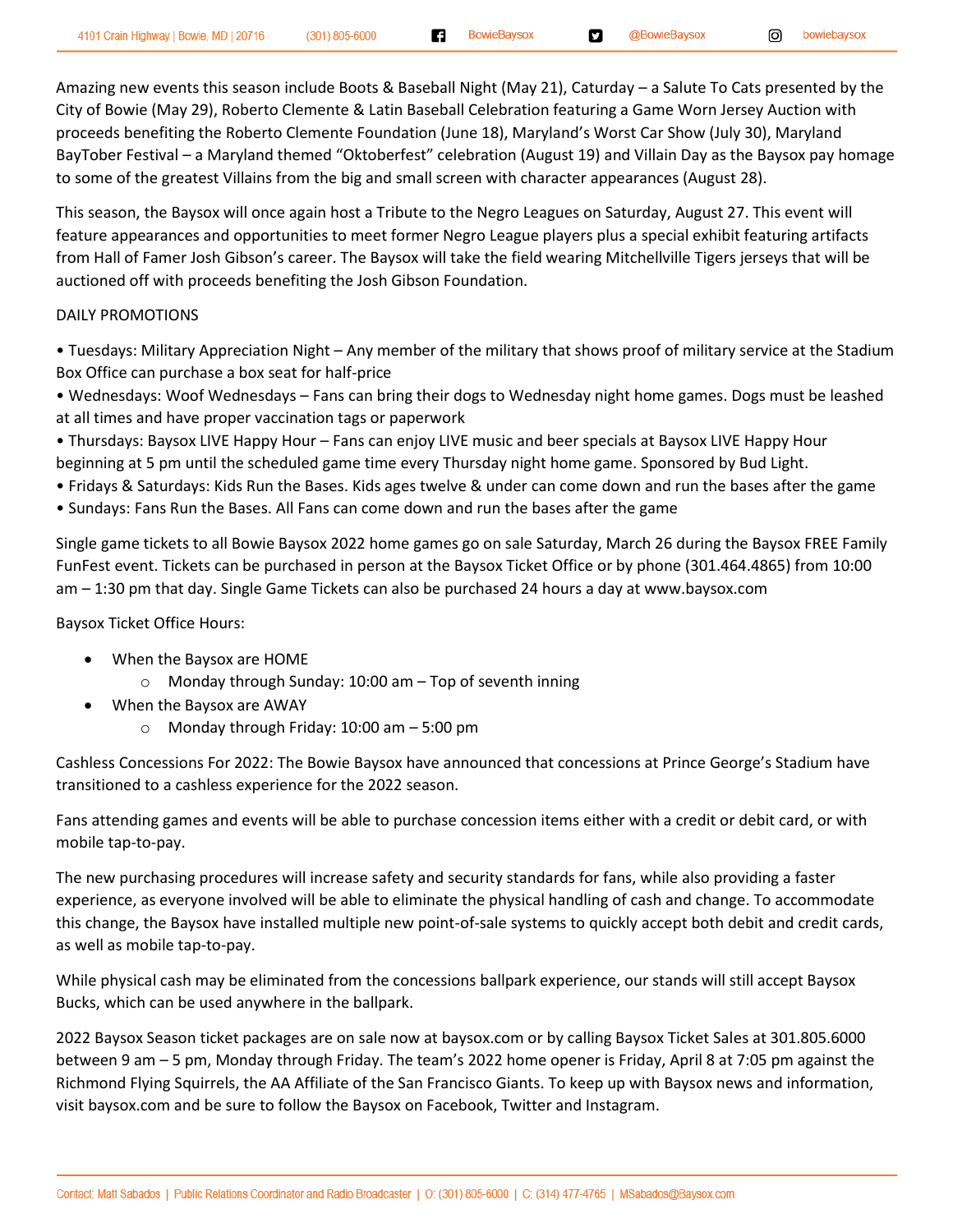Amazing new events this season include Boots & Baseball Night (May 21), Caturday – a Salute To Cats presented by the City of Bowie (May 29), Roberto Clemente & Latin Baseball Celebration featuring a Game Worn Jersey Auction with proceeds benefiting the Roberto Clemente Foundation (June 18), Maryland's Worst Car Show (July 30), Maryland BayTober Festival – a Maryland themed "Oktoberfest" celebration (August 19) and Villain Day as the Baysox pay homage to some of the greatest Villains from the big and small screen with character appearances (August 28).

This season, the Baysox will once again host a Tribute to the Negro Leagues on Saturday, August 27. This event will feature appearances and opportunities to meet former Negro League players plus a special exhibit featuring artifacts from Hall of Famer Josh Gibson's career. The Baysox will take the field wearing Mitchellville Tigers jerseys that will be auctioned off with proceeds benefiting the Josh Gibson Foundation.

DAILY PROMOTIONS

• Tuesdays: Military Appreciation Night – Any member of the military that shows proof of military service at the Stadium Box Office can purchase a box seat for half-price
• Wednesdays: Woof Wednesdays – Fans can bring their dogs to Wednesday night home games. Dogs must be leashed at all times and have proper vaccination tags or paperwork
• Thursdays: Baysox LIVE Happy Hour – Fans can enjoy LIVE music and beer specials at Baysox LIVE Happy Hour beginning at 5 pm until the scheduled game time every Thursday night home game. Sponsored by Bud Light.
• Fridays & Saturdays: Kids Run the Bases. Kids ages twelve & under can come down and run the bases after the game
• Sundays: Fans Run the Bases. All Fans can come down and run the bases after the game

Single game tickets to all Bowie Baysox 2022 home games go on sale Saturday, March 26 during the Baysox FREE Family FunFest event. Tickets can be purchased in person at the Baysox Ticket Office or by phone (301.464.4865) from 10:00 am – 1:30 pm that day. Single Game Tickets can also be purchased 24 hours a day at www.baysox.com

Baysox Ticket Office Hours:

- When the Baysox are HOME
  - Monday through Sunday: 10:00 am – Top of seventh inning
- When the Baysox are AWAY
  - Monday through Friday: 10:00 am – 5:00 pm

Cashless Concessions For 2022: The Bowie Baysox have announced that concessions at Prince George's Stadium have transitioned to a cashless experience for the 2022 season.

Fans attending games and events will be able to purchase concession items either with a credit or debit card, or with mobile tap-to-pay.

The new purchasing procedures will increase safety and security standards for fans, while also providing a faster experience, as everyone involved will be able to eliminate the physical handling of cash and change. To accommodate this change, the Baysox have installed multiple new point-of-sale systems to quickly accept both debit and credit cards, as well as mobile tap-to-pay.

While physical cash may be eliminated from the concessions ballpark experience, our stands will still accept Baysox Bucks, which can be used anywhere in the ballpark.

2022 Baysox Season ticket packages are on sale now at baysox.com or by calling Baysox Ticket Sales at 301.805.6000 between 9 am – 5 pm, Monday through Friday. The team's 2022 home opener is Friday, April 8 at 7:05 pm against the Richmond Flying Squirrels, the AA Affiliate of the San Francisco Giants. To keep up with Baysox news and information, visit baysox.com and be sure to follow the Baysox on Facebook, Twitter and Instagram.